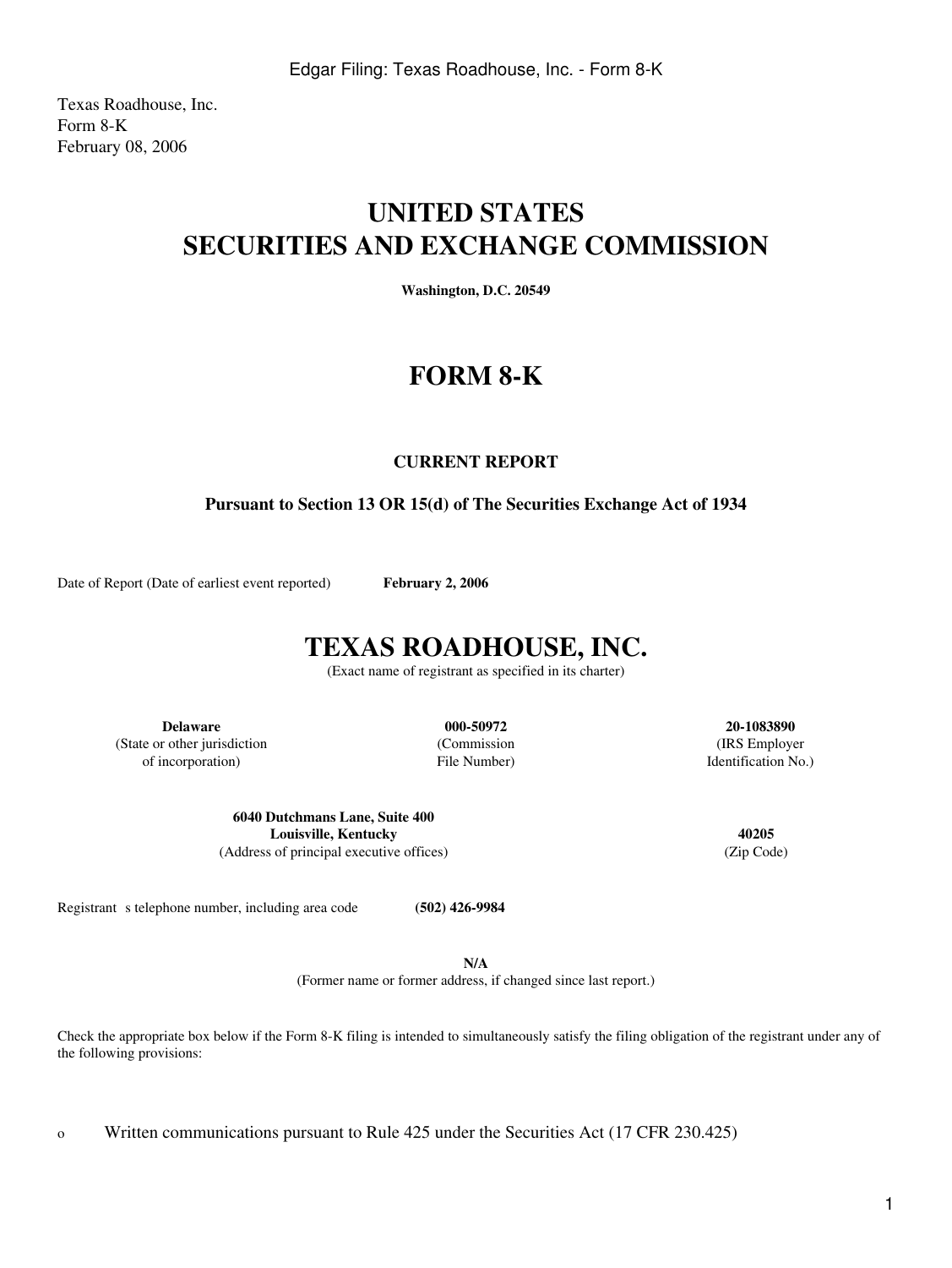Texas Roadhouse, Inc.
Form 8-K
February 08, 2006

# UNITED STATES
# SECURITIES AND EXCHANGE COMMISSION

**Washington, D.C. 20549**

# FORM 8-K

**CURRENT REPORT**

**Pursuant to Section 13 OR 15(d) of The Securities Exchange Act of 1934**

Date of Report (Date of earliest event reported) **February 2, 2006**

# TEXAS ROADHOUSE, INC.

(Exact name of registrant as specified in its charter)

| **Delaware** | **000-50972** | **20-1083890** |
|---|---|---|
| (State or other jurisdiction of incorporation) | (Commission File Number) | (IRS Employer Identification No.) |

| **6040 Dutchmans Lane, Suite 400 Louisville, Kentucky** | **40205** |
|---|---|
| (Address of principal executive offices) | (Zip Code) |

Registrant s telephone number, including area code **(502) 426-9984**

**N/A**
(Former name or former address, if changed since last report.)

Check the appropriate box below if the Form 8-K filing is intended to simultaneously satisfy the filing obligation of the registrant under any of the following provisions:

o Written communications pursuant to Rule 425 under the Securities Act (17 CFR 230.425)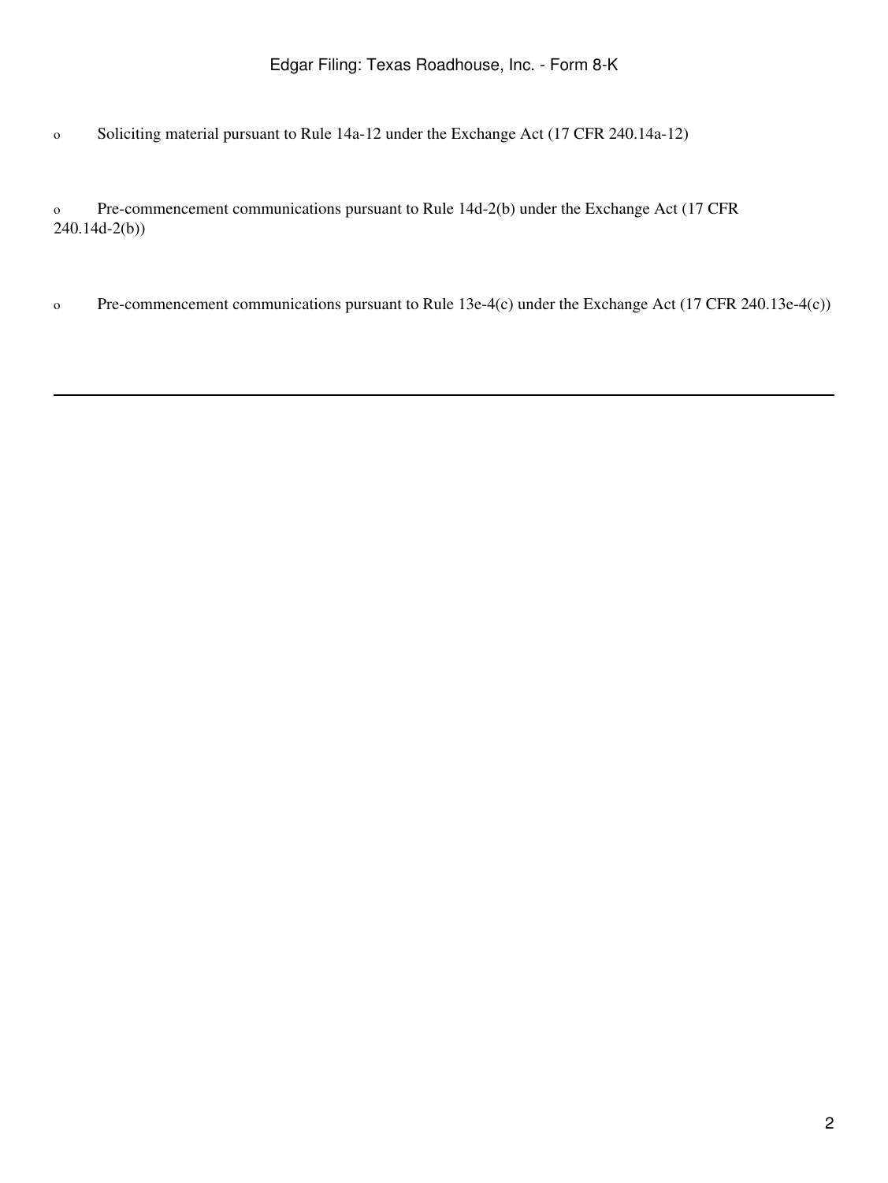o Soliciting material pursuant to Rule 14a-12 under the Exchange Act (17 CFR 240.14a-12)

o Pre-commencement communications pursuant to Rule 14d-2(b) under the Exchange Act (17 CFR 240.14d-2(b))

o Pre-commencement communications pursuant to Rule 13e-4(c) under the Exchange Act (17 CFR 240.13e-4(c))

---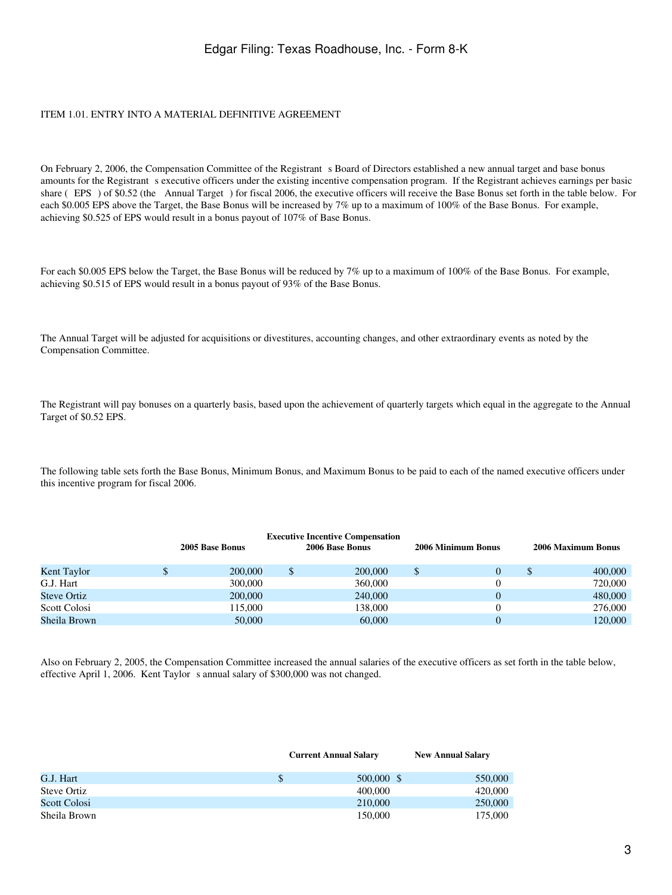ITEM 1.01. ENTRY INTO A MATERIAL DEFINITIVE AGREEMENT

On February 2, 2006, the Compensation Committee of the Registrant s Board of Directors established a new annual target and base bonus amounts for the Registrant s executive officers under the existing incentive compensation program. If the Registrant achieves earnings per basic share ( EPS ) of $0.52 (the Annual Target ) for fiscal 2006, the executive officers will receive the Base Bonus set forth in the table below. For each $0.005 EPS above the Target, the Base Bonus will be increased by 7% up to a maximum of 100% of the Base Bonus. For example, achieving $0.525 of EPS would result in a bonus payout of 107% of Base Bonus.

For each $0.005 EPS below the Target, the Base Bonus will be reduced by 7% up to a maximum of 100% of the Base Bonus. For example, achieving $0.515 of EPS would result in a bonus payout of 93% of the Base Bonus.

The Annual Target will be adjusted for acquisitions or divestitures, accounting changes, and other extraordinary events as noted by the Compensation Committee.

The Registrant will pay bonuses on a quarterly basis, based upon the achievement of quarterly targets which equal in the aggregate to the Annual Target of $0.52 EPS.

The following table sets forth the Base Bonus, Minimum Bonus, and Maximum Bonus to be paid to each of the named executive officers under this incentive program for fiscal 2006.

| | Executive Incentive Compensation | | | |
|---|---|---|---|---|
| | **2005 Base Bonus** | **2006 Base Bonus** | **2006 Minimum Bonus** | **2006 Maximum Bonus** |
| Kent Taylor | $ 200,000 | $ 200,000 | $ 0 | $ 400,000 |
| G.J. Hart | 300,000 | 360,000 | 0 | 720,000 |
| Steve Ortiz | 200,000 | 240,000 | 0 | 480,000 |
| Scott Colosi | 115,000 | 138,000 | 0 | 276,000 |
| Sheila Brown | 50,000 | 60,000 | 0 | 120,000 |

Also on February 2, 2005, the Compensation Committee increased the annual salaries of the executive officers as set forth in the table below, effective April 1, 2006. Kent Taylor s annual salary of $300,000 was not changed.

| | **Current Annual Salary** | **New Annual Salary** |
|---|---|---|
| G.J. Hart | $ 500,000 | $ 550,000 |
| Steve Ortiz | 400,000 | 420,000 |
| Scott Colosi | 210,000 | 250,000 |
| Sheila Brown | 150,000 | 175,000 |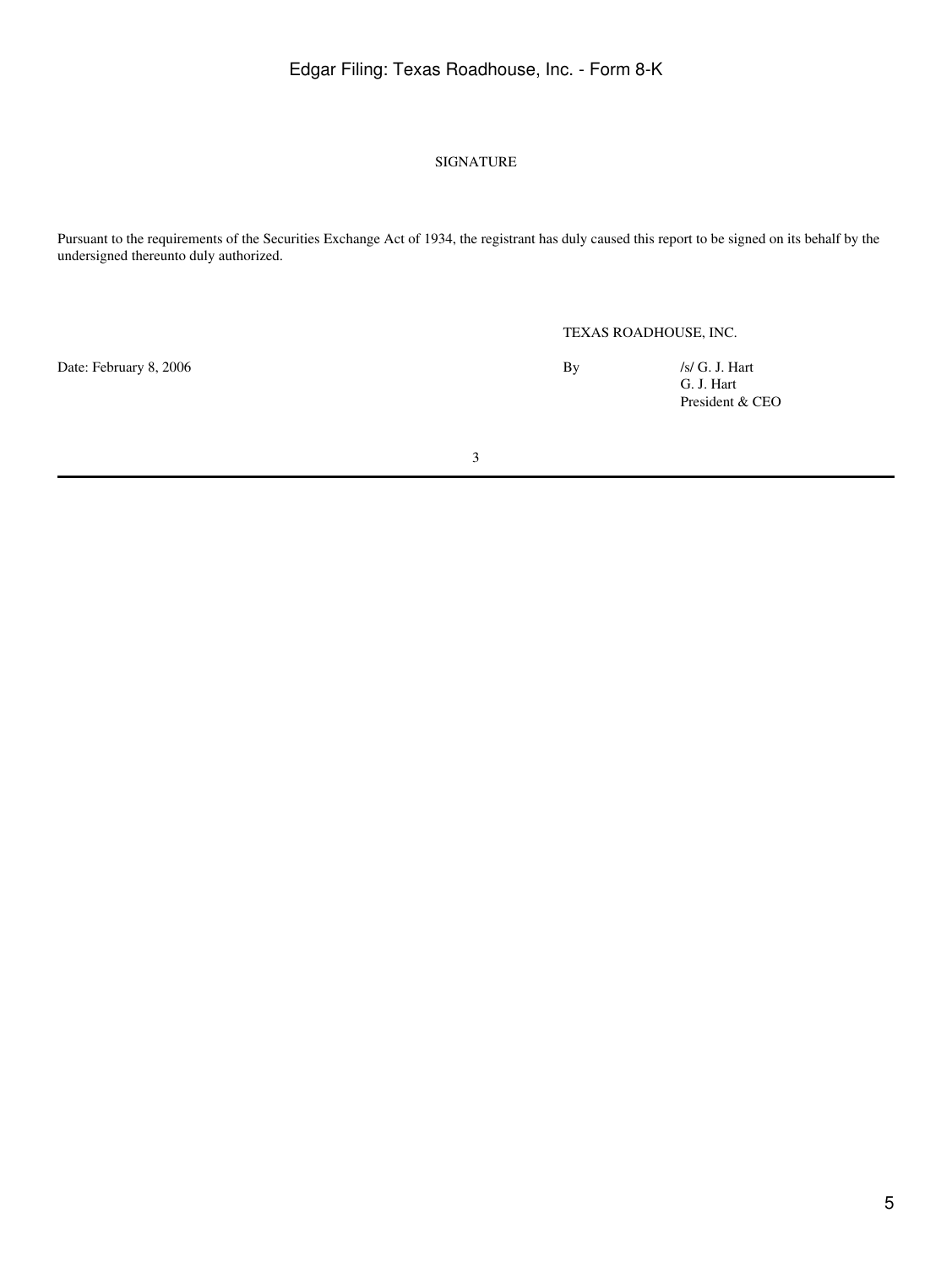SIGNATURE

Pursuant to the requirements of the Securities Exchange Act of 1934, the registrant has duly caused this report to be signed on its behalf by the undersigned thereunto duly authorized.

TEXAS ROADHOUSE, INC.

| | | |
|---|---|---|
| Date: February 8, 2006 | By | /s/ G. J. Hart<br>G. J. Hart<br>President & CEO |